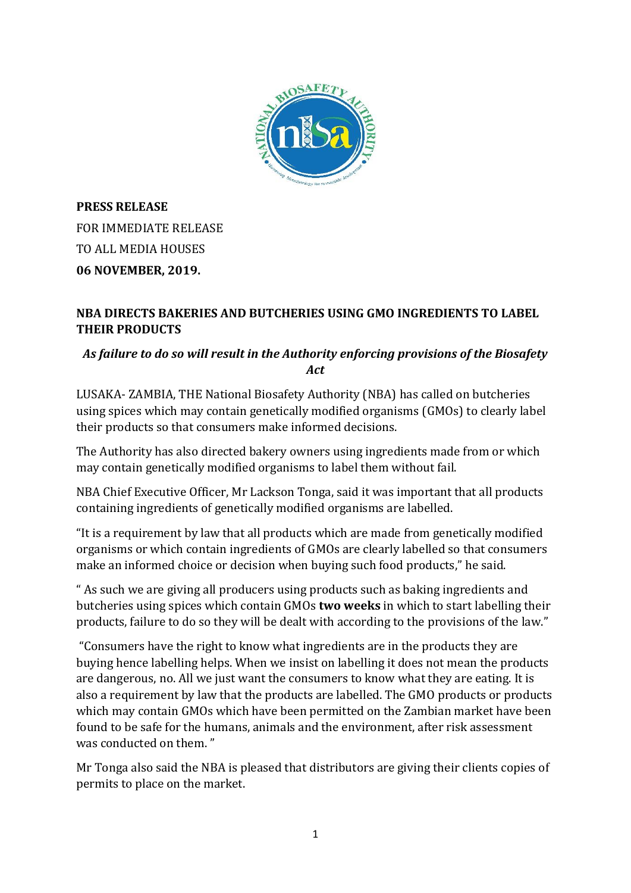**PRESS RELEASE**

FOR IMMEDIATE RELEASE

TO ALL MEDIA HOUSES

**06 NOVEMBER, 2019.**

## NBA DIRECTS BAKERIES AND BUTCHERIES USING GMO INGREDIENTS TO LABEL THEIR PRODUCTS

***As failure to do so will result in the Authority enforcing provisions of the Biosafety Act***

LUSAKA- ZAMBIA, THE National Biosafety Authority (NBA) has called on butcheries using spices which may contain genetically modified organisms (GMOs) to clearly label their products so that consumers make informed decisions.

The Authority has also directed bakery owners using ingredients made from or which may contain genetically modified organisms to label them without fail.

NBA Chief Executive Officer, Mr Lackson Tonga, said it was important that all products containing ingredients of genetically modified organisms are labelled.

"It is a requirement by law that all products which are made from genetically modified organisms or which contain ingredients of GMOs are clearly labelled so that consumers make an informed choice or decision when buying such food products," he said.

" As such we are giving all producers using products such as baking ingredients and butcheries using spices which contain GMOs **two weeks** in which to start labelling their products, failure to do so they will be dealt with according to the provisions of the law."

"Consumers have the right to know what ingredients are in the products they are buying hence labelling helps. When we insist on labelling it does not mean the products are dangerous, no. All we just want the consumers to know what they are eating. It is also a requirement by law that the products are labelled. The GMO products or products which may contain GMOs which have been permitted on the Zambian market have been found to be safe for the humans, animals and the environment, after risk assessment was conducted on them. "

Mr Tonga also said the NBA is pleased that distributors are giving their clients copies of permits to place on the market.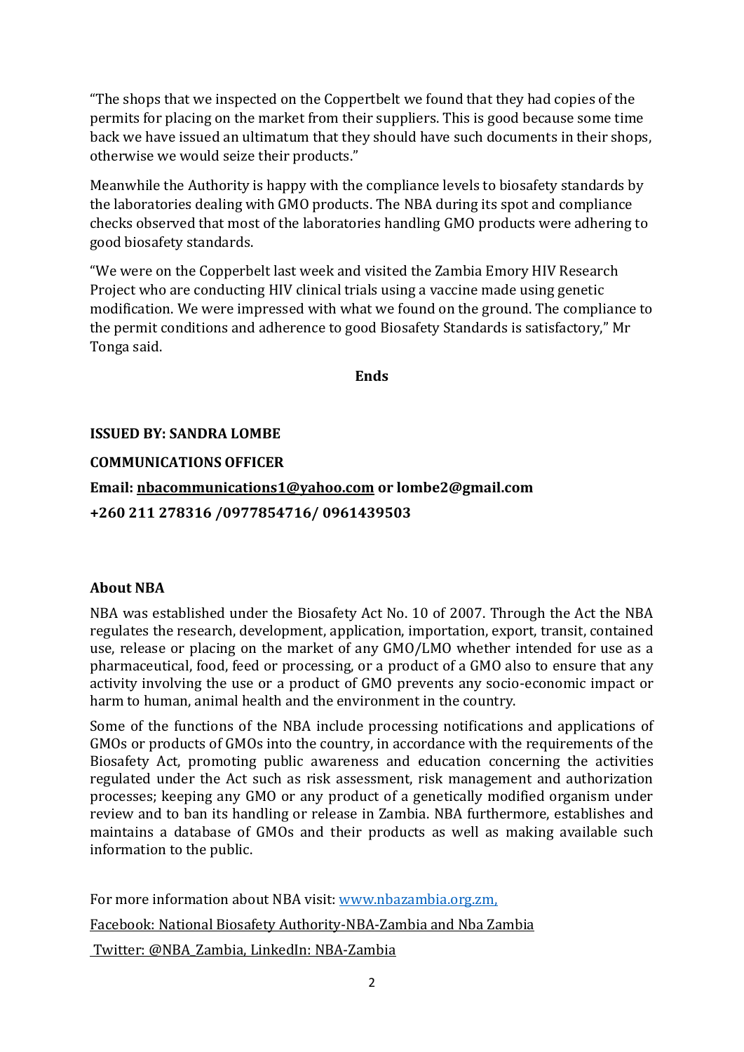"The shops that we inspected on the Coppertbelt we found that they had copies of the permits for placing on the market from their suppliers. This is good because some time back we have issued an ultimatum that they should have such documents in their shops, otherwise we would seize their products."

Meanwhile the Authority is happy with the compliance levels to biosafety standards by the laboratories dealing with GMO products. The NBA during its spot and compliance checks observed that most of the laboratories handling GMO products were adhering to good biosafety standards.

"We were on the Copperbelt last week and visited the Zambia Emory HIV Research Project who are conducting HIV clinical trials using a vaccine made using genetic modification. We were impressed with what we found on the ground. The compliance to the permit conditions and adherence to good Biosafety Standards is satisfactory," Mr Tonga said.

**Ends**

**ISSUED BY: SANDRA LOMBE**

**COMMUNICATIONS OFFICER**

**Email: nbacommunications1@yahoo.com or lombe2@gmail.com**

**+260 211 278316 /0977854716/ 0961439503**

**About NBA**

NBA was established under the Biosafety Act No. 10 of 2007. Through the Act the NBA regulates the research, development, application, importation, export, transit, contained use, release or placing on the market of any GMO/LMO whether intended for use as a pharmaceutical, food, feed or processing, or a product of a GMO also to ensure that any activity involving the use or a product of GMO prevents any socio-economic impact or harm to human, animal health and the environment in the country.

Some of the functions of the NBA include processing notifications and applications of GMOs or products of GMOs into the country, in accordance with the requirements of the Biosafety Act, promoting public awareness and education concerning the activities regulated under the Act such as risk assessment, risk management and authorization processes; keeping any GMO or any product of a genetically modified organism under review and to ban its handling or release in Zambia. NBA furthermore, establishes and maintains a database of GMOs and their products as well as making available such information to the public.

For more information about NBA visit: www.nbazambia.org.zm,

Facebook: National Biosafety Authority-NBA-Zambia and Nba Zambia

Twitter: @NBA_Zambia, LinkedIn: NBA-Zambia